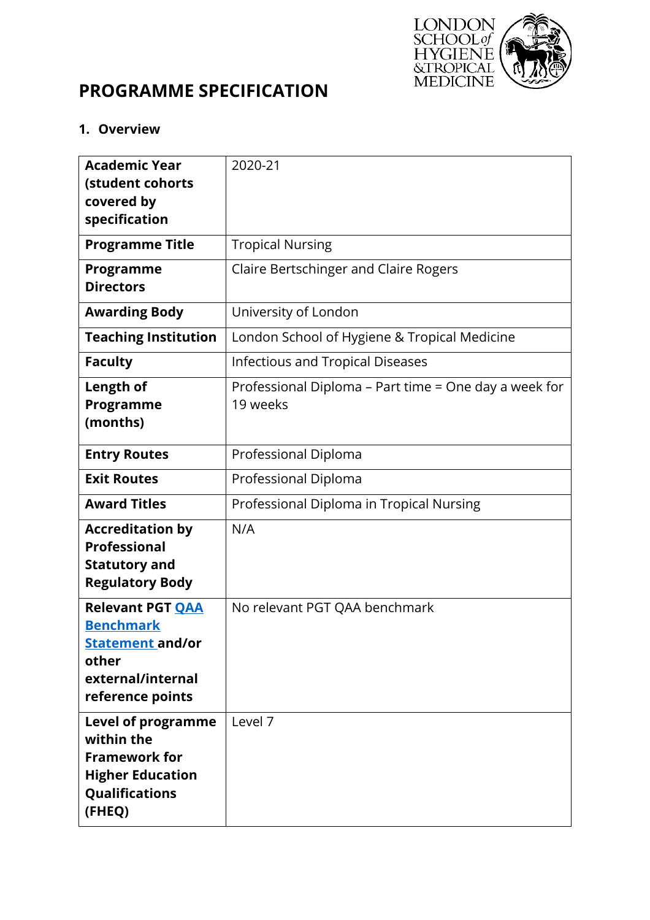# PROGRAMME SPECIFICATION

## 1. Overview

| | |
|---|---|
| **Academic Year (student cohorts covered by specification** | 2020-21 |
| **Programme Title** | Tropical Nursing |
| **Programme Directors** | Claire Bertschinger and Claire Rogers |
| **Awarding Body** | University of London |
| **Teaching Institution** | London School of Hygiene & Tropical Medicine |
| **Faculty** | Infectious and Tropical Diseases |
| **Length of Programme (months)** | Professional Diploma – Part time = One day a week for 19 weeks |
| **Entry Routes** | Professional Diploma |
| **Exit Routes** | Professional Diploma |
| **Award Titles** | Professional Diploma in Tropical Nursing |
| **Accreditation by Professional Statutory and Regulatory Body** | N/A |
| **Relevant PGT QAA Benchmark Statement and/or other external/internal reference points** | No relevant PGT QAA benchmark |
| **Level of programme within the Framework for Higher Education Qualifications (FHEQ)** | Level 7 |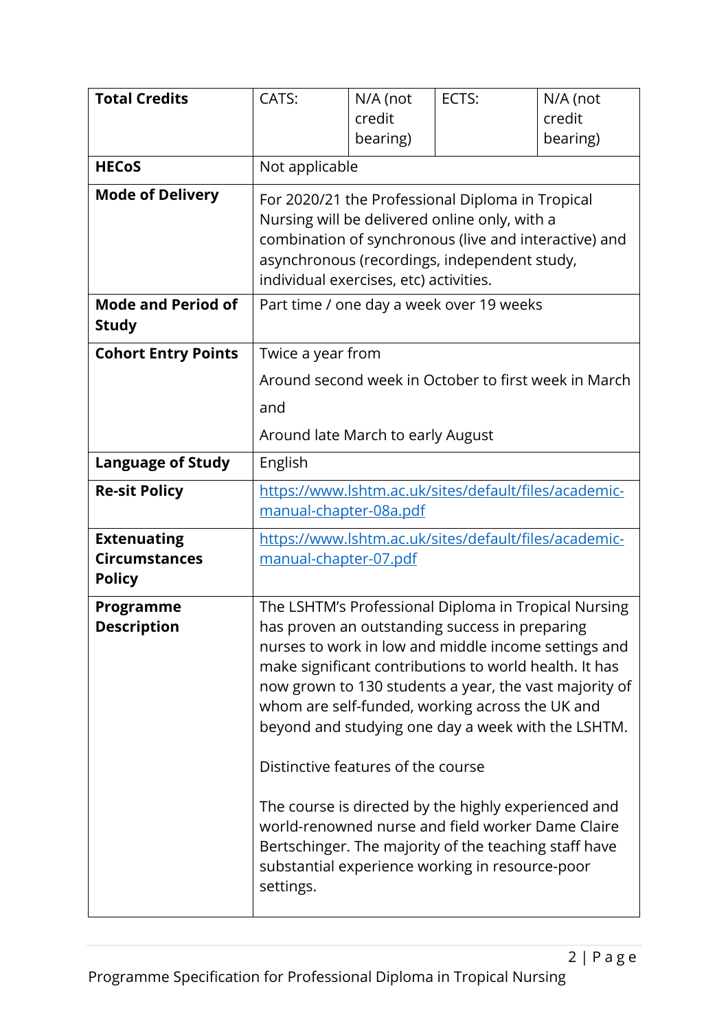| **Total Credits** | CATS: | N/A (not credit bearing) | ECTS: | N/A (not credit bearing) |
|---|---|---|---|---|
| **HECoS** | Not applicable | | | |
| **Mode of Delivery** | For 2020/21 the Professional Diploma in Tropical Nursing will be delivered online only, with a combination of synchronous (live and interactive) and asynchronous (recordings, independent study, individual exercises, etc) activities. | | | |
| **Mode and Period of Study** | Part time / one day a week over 19 weeks | | | |
| **Cohort Entry Points** | Twice a year from<br><br>Around second week in October to first week in March<br><br>and<br><br>Around late March to early August | | | |
| **Language of Study** | English | | | |
| **Re-sit Policy** | [https://www.lshtm.ac.uk/sites/default/files/academic-manual-chapter-08a.pdf](https://www.lshtm.ac.uk/sites/default/files/academic-manual-chapter-08a.pdf) | | | |
| **Extenuating Circumstances Policy** | [https://www.lshtm.ac.uk/sites/default/files/academic-manual-chapter-07.pdf](https://www.lshtm.ac.uk/sites/default/files/academic-manual-chapter-07.pdf) | | | |
| **Programme Description** | The LSHTM's Professional Diploma in Tropical Nursing has proven an outstanding success in preparing nurses to work in low and middle income settings and make significant contributions to world health. It has now grown to 130 students a year, the vast majority of whom are self-funded, working across the UK and beyond and studying one day a week with the LSHTM.<br><br>Distinctive features of the course<br><br>The course is directed by the highly experienced and world-renowned nurse and field worker Dame Claire Bertschinger. The majority of the teaching staff have substantial experience working in resource-poor settings. | | | |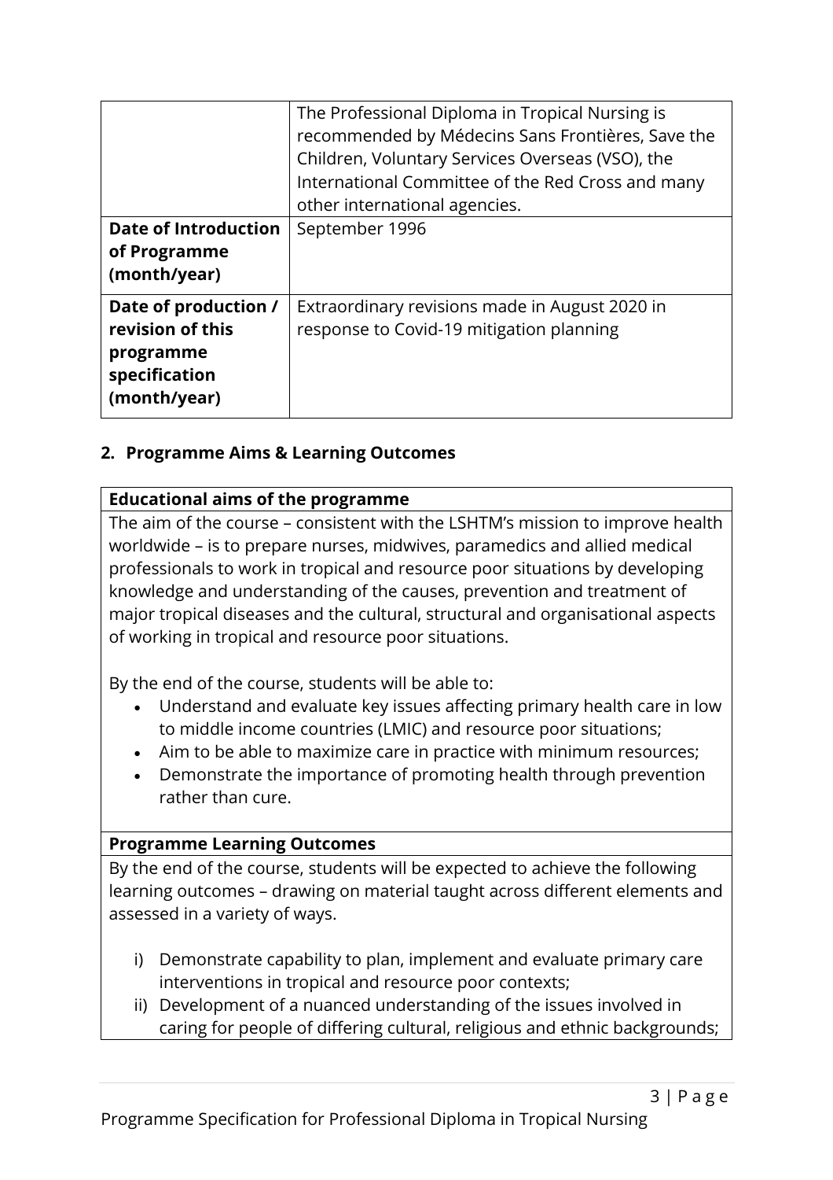| | |
|---|---|
| | The Professional Diploma in Tropical Nursing is recommended by Médecins Sans Frontières, Save the Children, Voluntary Services Overseas (VSO), the International Committee of the Red Cross and many other international agencies. |
| **Date of Introduction of Programme (month/year)** | September 1996 |
| **Date of production / revision of this programme specification (month/year)** | Extraordinary revisions made in August 2020 in response to Covid-19 mitigation planning |

## 2. Programme Aims & Learning Outcomes

**Educational aims of the programme**

The aim of the course – consistent with the LSHTM's mission to improve health worldwide – is to prepare nurses, midwives, paramedics and allied medical professionals to work in tropical and resource poor situations by developing knowledge and understanding of the causes, prevention and treatment of major tropical diseases and the cultural, structural and organisational aspects of working in tropical and resource poor situations.

By the end of the course, students will be able to:

- Understand and evaluate key issues affecting primary health care in low to middle income countries (LMIC) and resource poor situations;
- Aim to be able to maximize care in practice with minimum resources;
- Demonstrate the importance of promoting health through prevention rather than cure.

**Programme Learning Outcomes**

By the end of the course, students will be expected to achieve the following learning outcomes – drawing on material taught across different elements and assessed in a variety of ways.

i) Demonstrate capability to plan, implement and evaluate primary care interventions in tropical and resource poor contexts;
ii) Development of a nuanced understanding of the issues involved in caring for people of differing cultural, religious and ethnic backgrounds;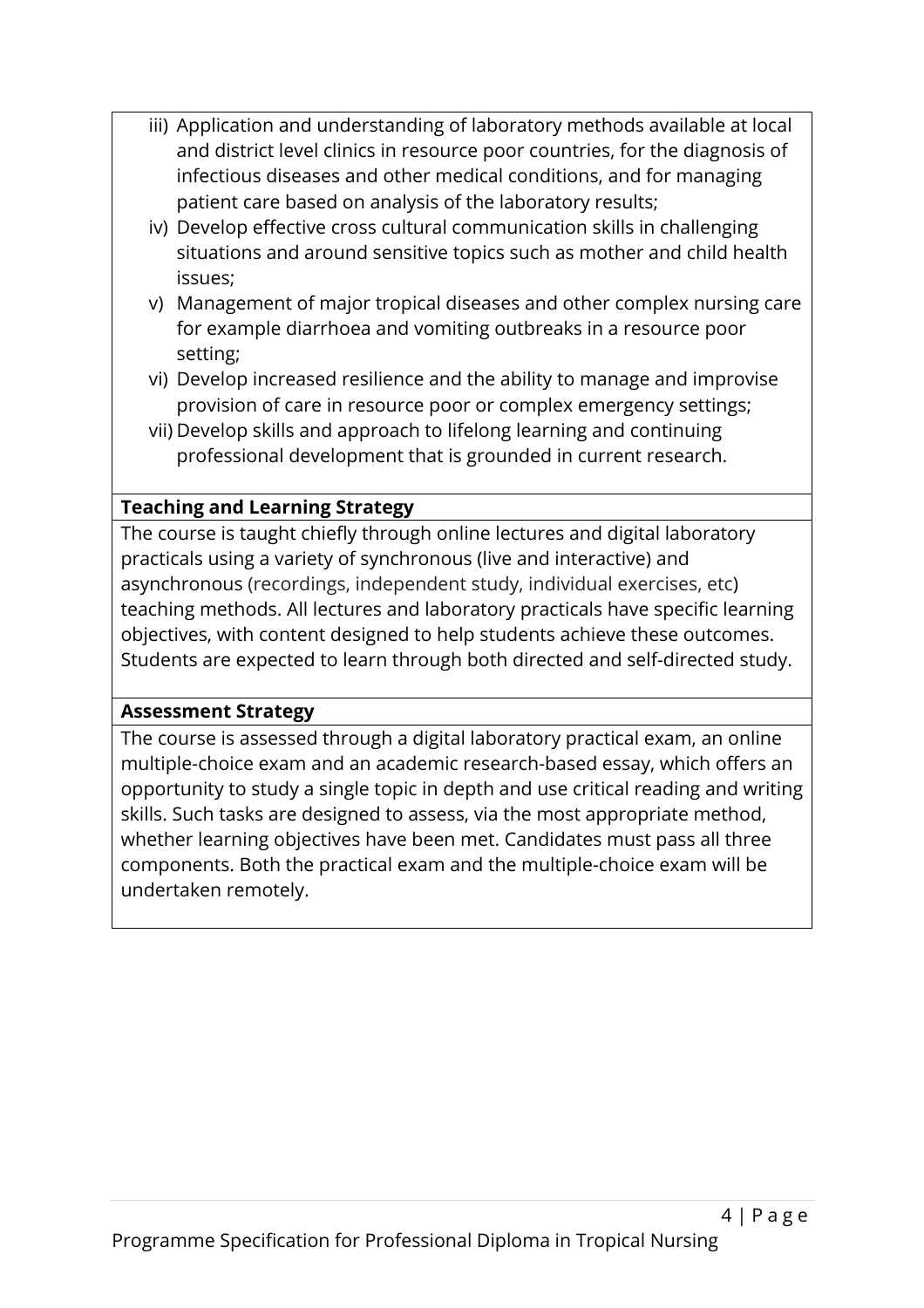iii) Application and understanding of laboratory methods available at local and district level clinics in resource poor countries, for the diagnosis of infectious diseases and other medical conditions, and for managing patient care based on analysis of the laboratory results;

iv) Develop effective cross cultural communication skills in challenging situations and around sensitive topics such as mother and child health issues;

v) Management of major tropical diseases and other complex nursing care for example diarrhoea and vomiting outbreaks in a resource poor setting;

vi) Develop increased resilience and the ability to manage and improvise provision of care in resource poor or complex emergency settings;

vii) Develop skills and approach to lifelong learning and continuing professional development that is grounded in current research.

**Teaching and Learning Strategy**

The course is taught chiefly through online lectures and digital laboratory practicals using a variety of synchronous (live and interactive) and asynchronous (recordings, independent study, individual exercises, etc) teaching methods. All lectures and laboratory practicals have specific learning objectives, with content designed to help students achieve these outcomes. Students are expected to learn through both directed and self-directed study.

**Assessment Strategy**

The course is assessed through a digital laboratory practical exam, an online multiple-choice exam and an academic research-based essay, which offers an opportunity to study a single topic in depth and use critical reading and writing skills. Such tasks are designed to assess, via the most appropriate method, whether learning objectives have been met. Candidates must pass all three components. Both the practical exam and the multiple-choice exam will be undertaken remotely.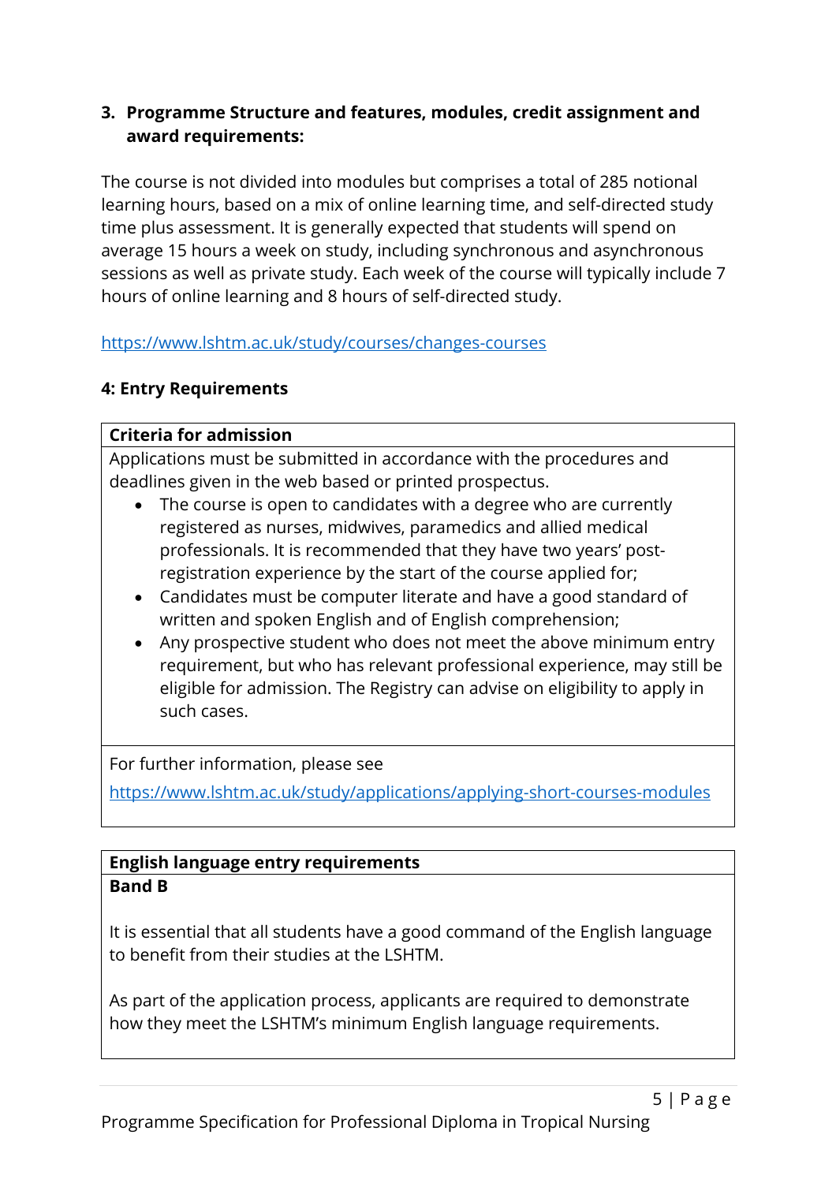### 3. Programme Structure and features, modules, credit assignment and award requirements:

The course is not divided into modules but comprises a total of 285 notional learning hours, based on a mix of online learning time, and self-directed study time plus assessment. It is generally expected that students will spend on average 15 hours a week on study, including synchronous and asynchronous sessions as well as private study. Each week of the course will typically include 7 hours of online learning and 8 hours of self-directed study.

https://www.lshtm.ac.uk/study/courses/changes-courses

### 4: Entry Requirements

**Criteria for admission**

Applications must be submitted in accordance with the procedures and deadlines given in the web based or printed prospectus.

- The course is open to candidates with a degree who are currently registered as nurses, midwives, paramedics and allied medical professionals. It is recommended that they have two years' post-registration experience by the start of the course applied for;
- Candidates must be computer literate and have a good standard of written and spoken English and of English comprehension;
- Any prospective student who does not meet the above minimum entry requirement, but who has relevant professional experience, may still be eligible for admission. The Registry can advise on eligibility to apply in such cases.

For further information, please see

https://www.lshtm.ac.uk/study/applications/applying-short-courses-modules

**English language entry requirements**

**Band B**

It is essential that all students have a good command of the English language to benefit from their studies at the LSHTM.

As part of the application process, applicants are required to demonstrate how they meet the LSHTM's minimum English language requirements.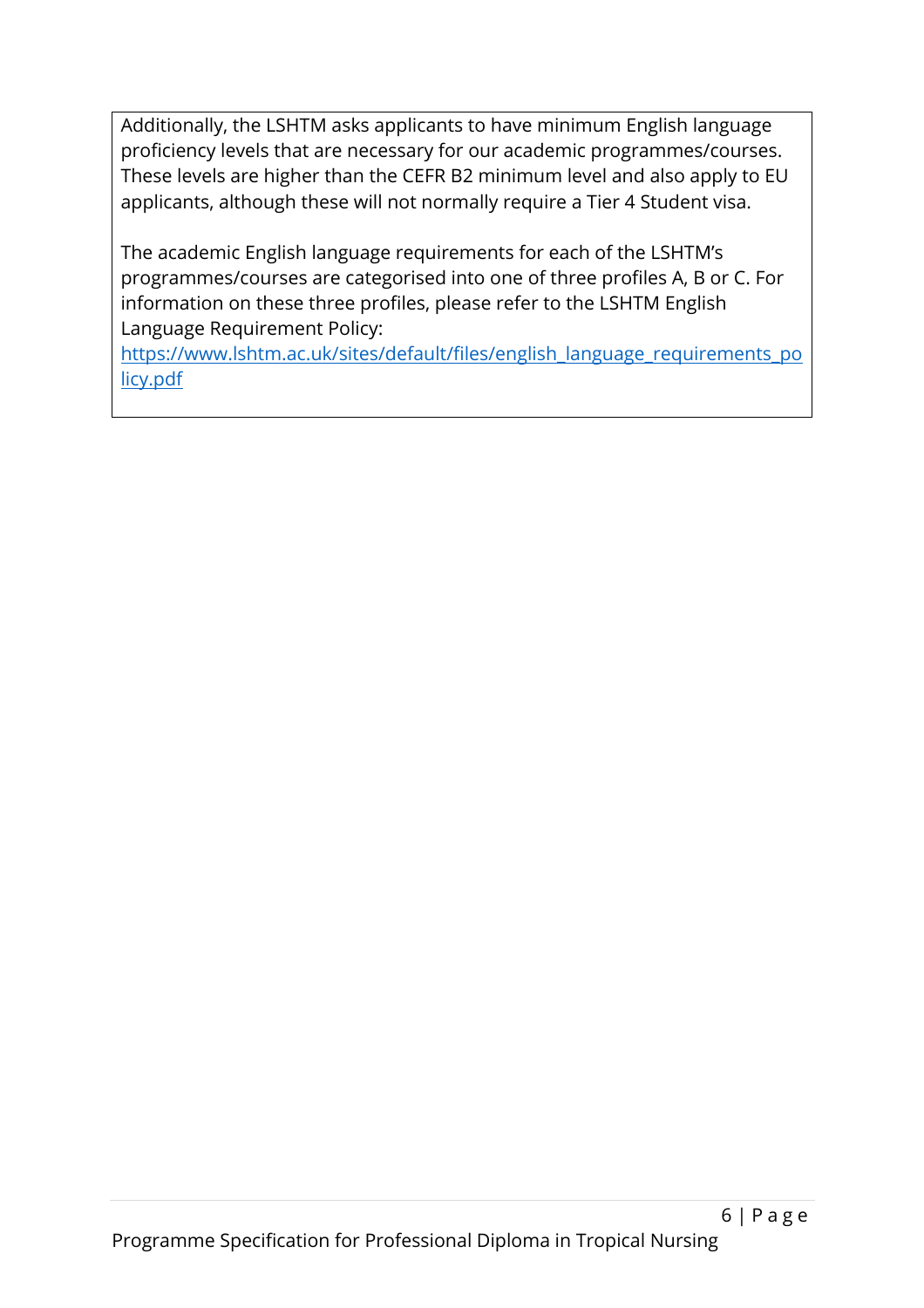Additionally, the LSHTM asks applicants to have minimum English language proficiency levels that are necessary for our academic programmes/courses. These levels are higher than the CEFR B2 minimum level and also apply to EU applicants, although these will not normally require a Tier 4 Student visa.

The academic English language requirements for each of the LSHTM's programmes/courses are categorised into one of three profiles A, B or C. For information on these three profiles, please refer to the LSHTM English Language Requirement Policy: [https://www.lshtm.ac.uk/sites/default/files/english_language_requirements_policy.pdf](https://www.lshtm.ac.uk/sites/default/files/english_language_requirements_policy.pdf)